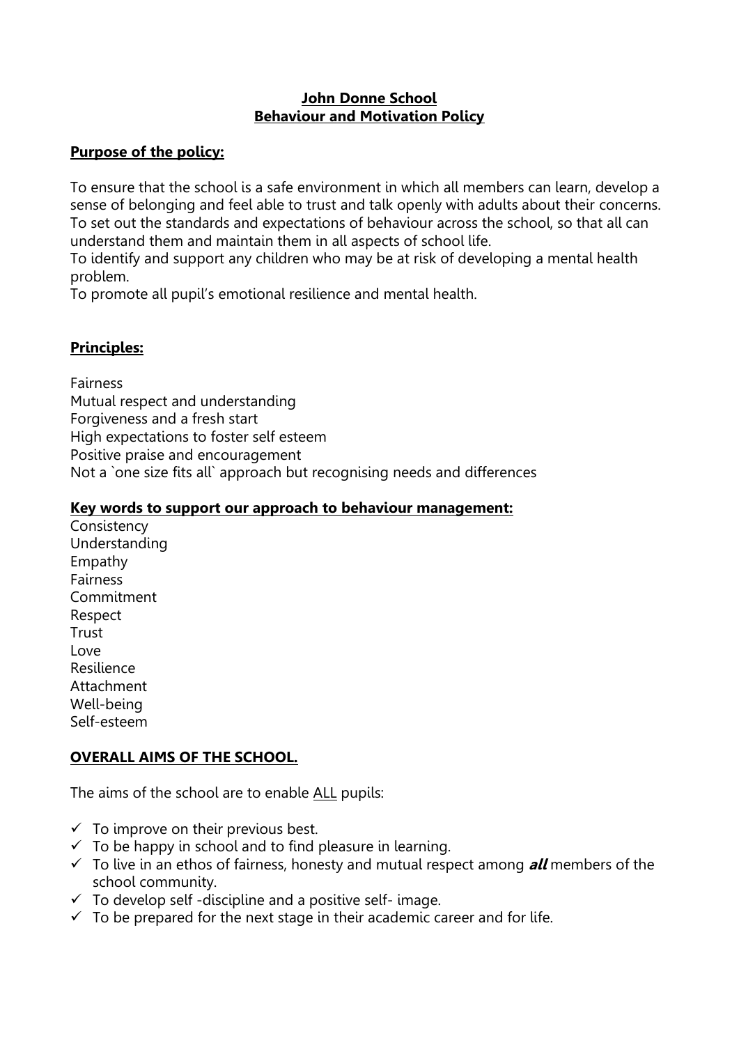# John Donne School
# Behaviour and Motivation Policy

## Purpose of the policy:

To ensure that the school is a safe environment in which all members can learn, develop a sense of belonging and feel able to trust and talk openly with adults about their concerns.
To set out the standards and expectations of behaviour across the school, so that all can understand them and maintain them in all aspects of school life.
To identify and support any children who may be at risk of developing a mental health problem.
To promote all pupil's emotional resilience and mental health.

## Principles:

Fairness
Mutual respect and understanding
Forgiveness and a fresh start
High expectations to foster self esteem
Positive praise and encouragement
Not a `one size fits all` approach but recognising needs and differences

## Key words to support our approach to behaviour management:

Consistency
Understanding
Empathy
Fairness
Commitment
Respect
Trust
Love
Resilience
Attachment
Well-being
Self-esteem

## OVERALL AIMS OF THE SCHOOL.

The aims of the school are to enable ALL pupils:

- ✓ To improve on their previous best.
- ✓ To be happy in school and to find pleasure in learning.
- ✓ To live in an ethos of fairness, honesty and mutual respect among ***all*** members of the school community.
- ✓ To develop self -discipline and a positive self- image.
- ✓ To be prepared for the next stage in their academic career and for life.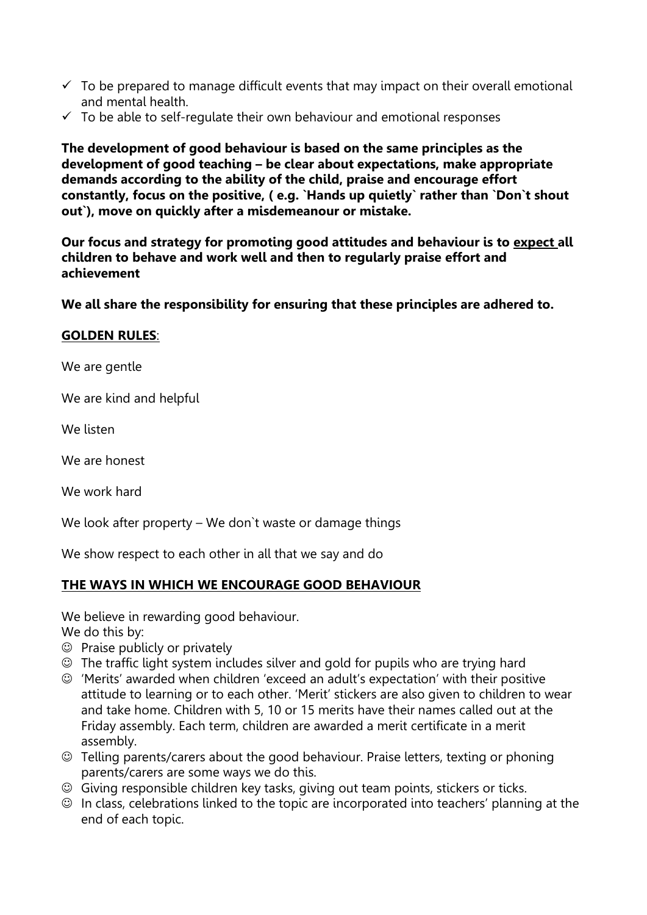- ✓ To be prepared to manage difficult events that may impact on their overall emotional and mental health.
- ✓ To be able to self-regulate their own behaviour and emotional responses

**The development of good behaviour is based on the same principles as the development of good teaching – be clear about expectations, make appropriate demands according to the ability of the child, praise and encourage effort constantly, focus on the positive, ( e.g. `Hands up quietly` rather than `Don`t shout out`), move on quickly after a misdemeanour or mistake.**

**Our focus and strategy for promoting good attitudes and behaviour is to <u>expect</u> all children to behave and work well and then to regularly praise effort and achievement**

**We all share the responsibility for ensuring that these principles are adhered to.**

**<u>GOLDEN RULES</u>**:

We are gentle

We are kind and helpful

We listen

We are honest

We work hard

We look after property – We don`t waste or damage things

We show respect to each other in all that we say and do

## <u>THE WAYS IN WHICH WE ENCOURAGE GOOD BEHAVIOUR</u>

We believe in rewarding good behaviour.
We do this by:

- ☺ Praise publicly or privately
- ☺ The traffic light system includes silver and gold for pupils who are trying hard
- ☺ 'Merits' awarded when children 'exceed an adult's expectation' with their positive attitude to learning or to each other. 'Merit' stickers are also given to children to wear and take home. Children with 5, 10 or 15 merits have their names called out at the Friday assembly. Each term, children are awarded a merit certificate in a merit assembly.
- ☺ Telling parents/carers about the good behaviour. Praise letters, texting or phoning parents/carers are some ways we do this.
- ☺ Giving responsible children key tasks, giving out team points, stickers or ticks.
- ☺ In class, celebrations linked to the topic are incorporated into teachers' planning at the end of each topic.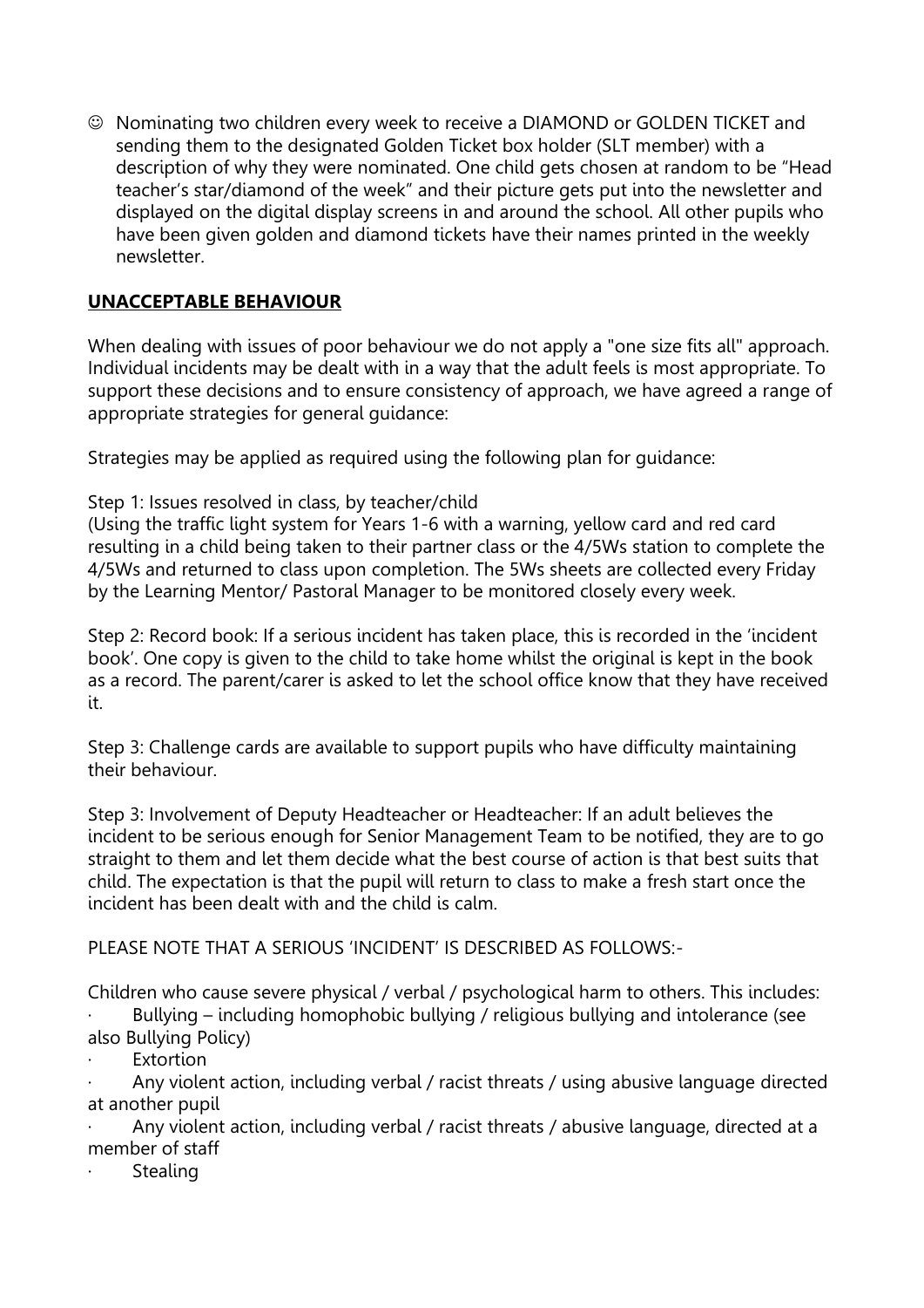- ☺ Nominating two children every week to receive a DIAMOND or GOLDEN TICKET and sending them to the designated Golden Ticket box holder (SLT member) with a description of why they were nominated. One child gets chosen at random to be "Head teacher's star/diamond of the week" and their picture gets put into the newsletter and displayed on the digital display screens in and around the school. All other pupils who have been given golden and diamond tickets have their names printed in the weekly newsletter.

## **UNACCEPTABLE BEHAVIOUR**

When dealing with issues of poor behaviour we do not apply a "one size fits all" approach. Individual incidents may be dealt with in a way that the adult feels is most appropriate. To support these decisions and to ensure consistency of approach, we have agreed a range of appropriate strategies for general guidance:

Strategies may be applied as required using the following plan for guidance:

Step 1: Issues resolved in class, by teacher/child
(Using the traffic light system for Years 1-6 with a warning, yellow card and red card resulting in a child being taken to their partner class or the 4/5Ws station to complete the 4/5Ws and returned to class upon completion. The 5Ws sheets are collected every Friday by the Learning Mentor/ Pastoral Manager to be monitored closely every week.

Step 2: Record book: If a serious incident has taken place, this is recorded in the 'incident book'. One copy is given to the child to take home whilst the original is kept in the book as a record. The parent/carer is asked to let the school office know that they have received it.

Step 3: Challenge cards are available to support pupils who have difficulty maintaining their behaviour.

Step 3: Involvement of Deputy Headteacher or Headteacher: If an adult believes the incident to be serious enough for Senior Management Team to be notified, they are to go straight to them and let them decide what the best course of action is that best suits that child. The expectation is that the pupil will return to class to make a fresh start once the incident has been dealt with and the child is calm.

PLEASE NOTE THAT A SERIOUS 'INCIDENT' IS DESCRIBED AS FOLLOWS:-

Children who cause severe physical / verbal / psychological harm to others. This includes:

- Bullying – including homophobic bullying / religious bullying and intolerance (see also Bullying Policy)
- Extortion
- Any violent action, including verbal / racist threats / using abusive language directed at another pupil
- Any violent action, including verbal / racist threats / abusive language, directed at a member of staff
- Stealing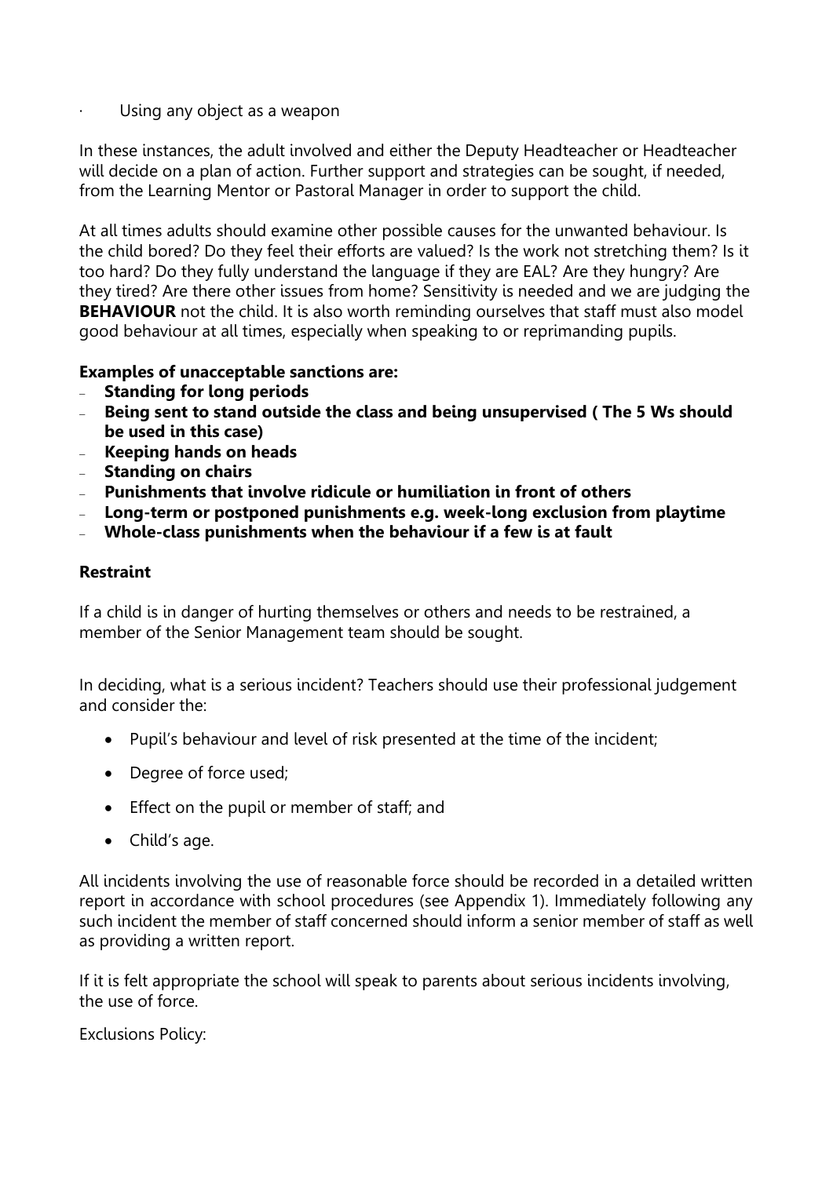- Using any object as a weapon

In these instances, the adult involved and either the Deputy Headteacher or Headteacher will decide on a plan of action. Further support and strategies can be sought, if needed, from the Learning Mentor or Pastoral Manager in order to support the child.

At all times adults should examine other possible causes for the unwanted behaviour. Is the child bored? Do they feel their efforts are valued? Is the work not stretching them? Is it too hard? Do they fully understand the language if they are EAL? Are they hungry? Are they tired? Are there other issues from home? Sensitivity is needed and we are judging the **BEHAVIOUR** not the child. It is also worth reminding ourselves that staff must also model good behaviour at all times, especially when speaking to or reprimanding pupils.

**Examples of unacceptable sanctions are:**

- **Standing for long periods**
- **Being sent to stand outside the class and being unsupervised ( The 5 Ws should be used in this case)**
- **Keeping hands on heads**
- **Standing on chairs**
- **Punishments that involve ridicule or humiliation in front of others**
- **Long-term or postponed punishments e.g. week-long exclusion from playtime**
- **Whole-class punishments when the behaviour if a few is at fault**

**Restraint**

If a child is in danger of hurting themselves or others and needs to be restrained, a member of the Senior Management team should be sought.

In deciding, what is a serious incident? Teachers should use their professional judgement and consider the:

- Pupil's behaviour and level of risk presented at the time of the incident;
- Degree of force used;
- Effect on the pupil or member of staff; and
- Child's age.

All incidents involving the use of reasonable force should be recorded in a detailed written report in accordance with school procedures (see Appendix 1). Immediately following any such incident the member of staff concerned should inform a senior member of staff as well as providing a written report.

If it is felt appropriate the school will speak to parents about serious incidents involving, the use of force.

Exclusions Policy: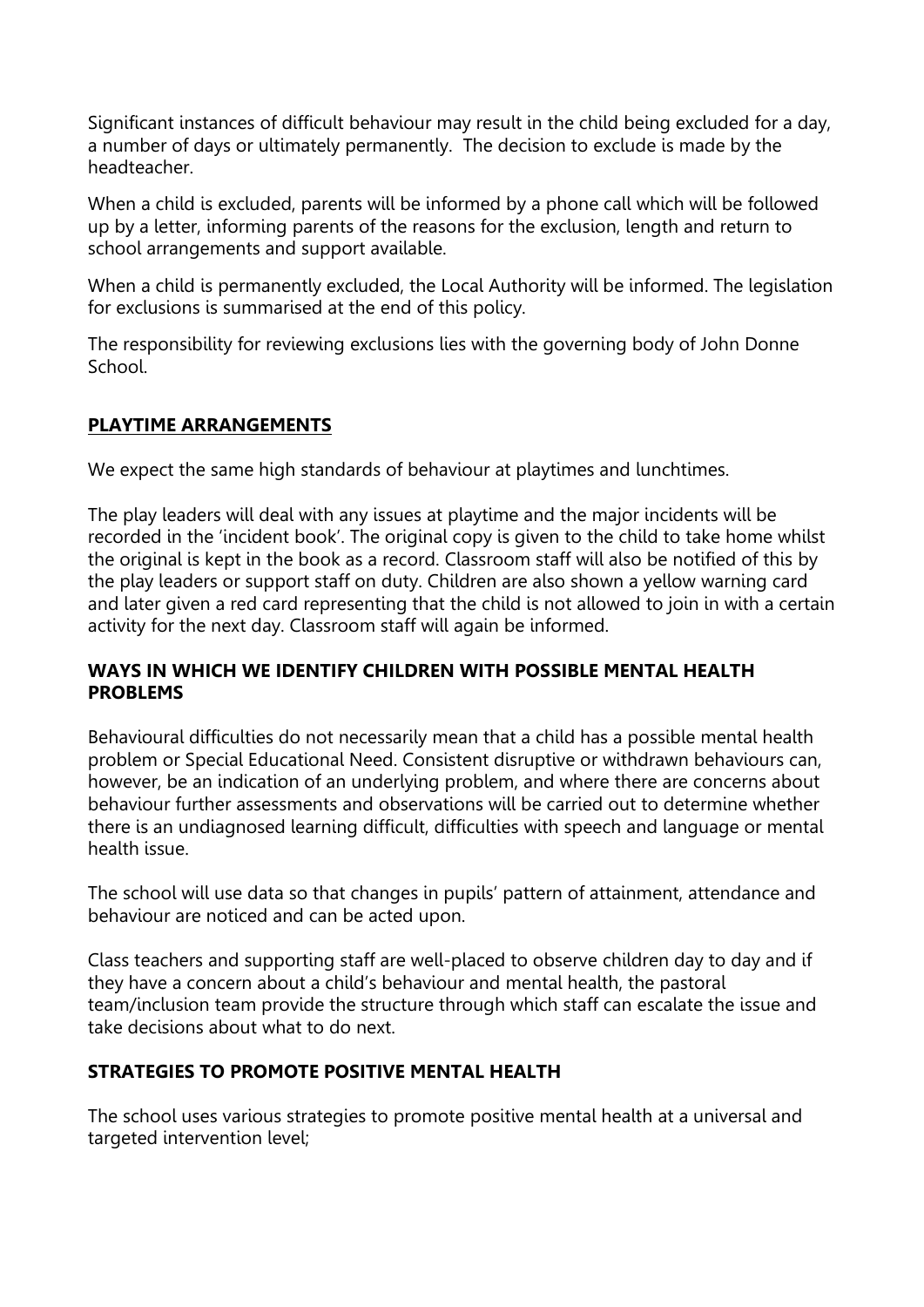Significant instances of difficult behaviour may result in the child being excluded for a day, a number of days or ultimately permanently. The decision to exclude is made by the headteacher.

When a child is excluded, parents will be informed by a phone call which will be followed up by a letter, informing parents of the reasons for the exclusion, length and return to school arrangements and support available.

When a child is permanently excluded, the Local Authority will be informed. The legislation for exclusions is summarised at the end of this policy.

The responsibility for reviewing exclusions lies with the governing body of John Donne School.

## PLAYTIME ARRANGEMENTS

We expect the same high standards of behaviour at playtimes and lunchtimes.

The play leaders will deal with any issues at playtime and the major incidents will be recorded in the 'incident book'. The original copy is given to the child to take home whilst the original is kept in the book as a record. Classroom staff will also be notified of this by the play leaders or support staff on duty. Children are also shown a yellow warning card and later given a red card representing that the child is not allowed to join in with a certain activity for the next day. Classroom staff will again be informed.

## WAYS IN WHICH WE IDENTIFY CHILDREN WITH POSSIBLE MENTAL HEALTH PROBLEMS

Behavioural difficulties do not necessarily mean that a child has a possible mental health problem or Special Educational Need. Consistent disruptive or withdrawn behaviours can, however, be an indication of an underlying problem, and where there are concerns about behaviour further assessments and observations will be carried out to determine whether there is an undiagnosed learning difficult, difficulties with speech and language or mental health issue.

The school will use data so that changes in pupils' pattern of attainment, attendance and behaviour are noticed and can be acted upon.

Class teachers and supporting staff are well-placed to observe children day to day and if they have a concern about a child's behaviour and mental health, the pastoral team/inclusion team provide the structure through which staff can escalate the issue and take decisions about what to do next.

## STRATEGIES TO PROMOTE POSITIVE MENTAL HEALTH

The school uses various strategies to promote positive mental health at a universal and targeted intervention level;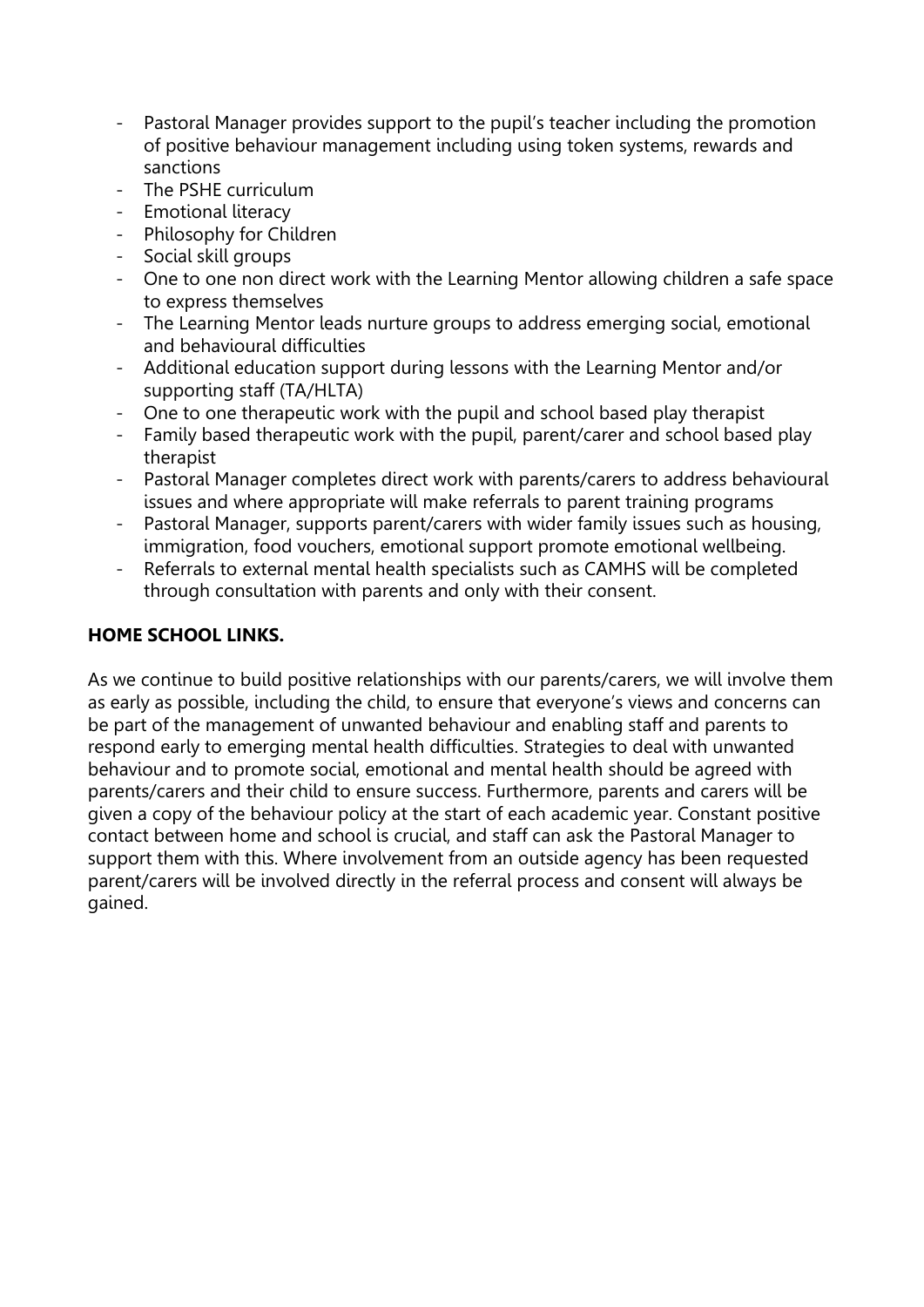- Pastoral Manager provides support to the pupil's teacher including the promotion of positive behaviour management including using token systems, rewards and sanctions
- The PSHE curriculum
- Emotional literacy
- Philosophy for Children
- Social skill groups
- One to one non direct work with the Learning Mentor allowing children a safe space to express themselves
- The Learning Mentor leads nurture groups to address emerging social, emotional and behavioural difficulties
- Additional education support during lessons with the Learning Mentor and/or supporting staff (TA/HLTA)
- One to one therapeutic work with the pupil and school based play therapist
- Family based therapeutic work with the pupil, parent/carer and school based play therapist
- Pastoral Manager completes direct work with parents/carers to address behavioural issues and where appropriate will make referrals to parent training programs
- Pastoral Manager, supports parent/carers with wider family issues such as housing, immigration, food vouchers, emotional support promote emotional wellbeing.
- Referrals to external mental health specialists such as CAMHS will be completed through consultation with parents and only with their consent.

**HOME SCHOOL LINKS.**

As we continue to build positive relationships with our parents/carers, we will involve them as early as possible, including the child, to ensure that everyone's views and concerns can be part of the management of unwanted behaviour and enabling staff and parents to respond early to emerging mental health difficulties. Strategies to deal with unwanted behaviour and to promote social, emotional and mental health should be agreed with parents/carers and their child to ensure success. Furthermore, parents and carers will be given a copy of the behaviour policy at the start of each academic year. Constant positive contact between home and school is crucial, and staff can ask the Pastoral Manager to support them with this. Where involvement from an outside agency has been requested parent/carers will be involved directly in the referral process and consent will always be gained.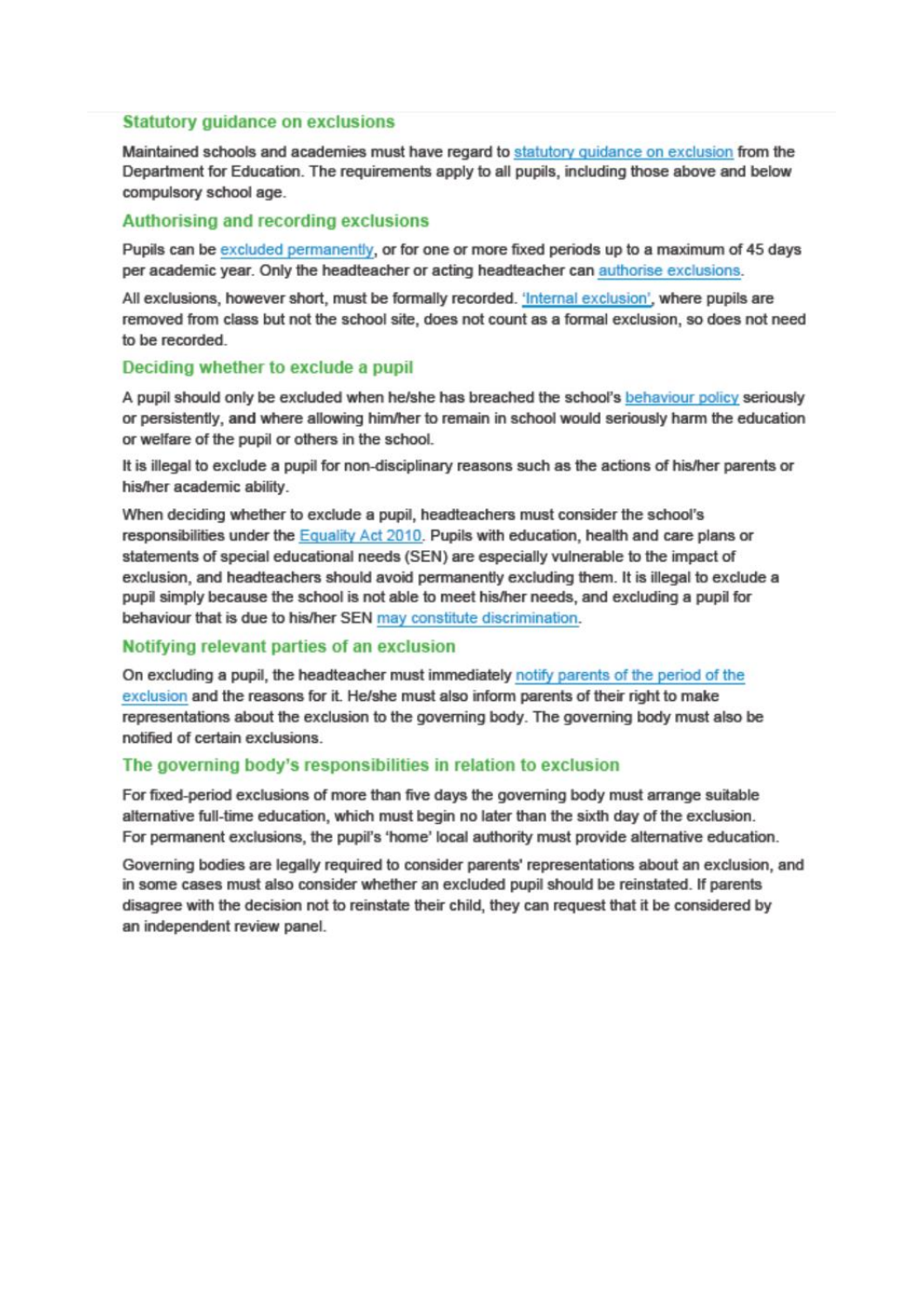### Statutory guidance on exclusions

Maintained schools and academies must have regard to statutory guidance on exclusion from the Department for Education. The requirements apply to all pupils, including those above and below compulsory school age.

### Authorising and recording exclusions

Pupils can be excluded permanently, or for one or more fixed periods up to a maximum of 45 days per academic year. Only the headteacher or acting headteacher can authorise exclusions.

All exclusions, however short, must be formally recorded. 'Internal exclusion', where pupils are removed from class but not the school site, does not count as a formal exclusion, so does not need to be recorded.

### Deciding whether to exclude a pupil

A pupil should only be excluded when he/she has breached the school's behaviour policy seriously or persistently, **and** where allowing him/her to remain in school would seriously harm the education or welfare of the pupil or others in the school.

It is illegal to exclude a pupil for non-disciplinary reasons such as the actions of his/her parents or his/her academic ability.

When deciding whether to exclude a pupil, headteachers must consider the school's responsibilities under the Equality Act 2010. Pupils with education, health and care plans or statements of special educational needs (SEN) are especially vulnerable to the impact of exclusion, and headteachers should avoid permanently excluding them. It is illegal to exclude a pupil simply because the school is not able to meet his/her needs, and excluding a pupil for behaviour that is due to his/her SEN may constitute discrimination.

### Notifying relevant parties of an exclusion

On excluding a pupil, the headteacher must immediately notify parents of the period of the exclusion and the reasons for it. He/she must also inform parents of their right to make representations about the exclusion to the governing body. The governing body must also be notified of certain exclusions.

### The governing body's responsibilities in relation to exclusion

For fixed-period exclusions of more than five days the governing body must arrange suitable alternative full-time education, which must begin no later than the sixth day of the exclusion. For permanent exclusions, the pupil's 'home' local authority must provide alternative education.

Governing bodies are legally required to consider parents' representations about an exclusion, and in some cases must also consider whether an excluded pupil should be reinstated. If parents disagree with the decision not to reinstate their child, they can request that it be considered by an independent review panel.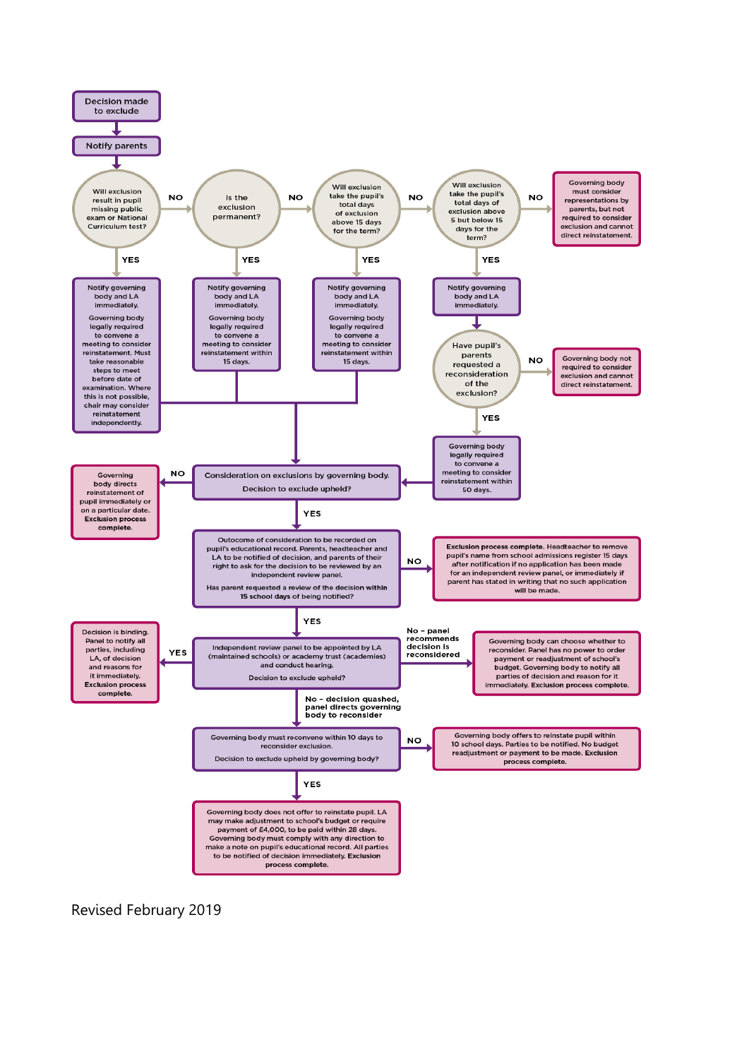Decision made to exclude

↓

Notify parents

↓

**Will exclusion result in pupil missing public exam or National Curriculum test?**

- **YES:** Notify governing body and LA immediately. Governing body legally required to convene a meeting to consider reinstatement. Must take reasonable steps to meet before date of examination. Where this is not possible, chair may consider reinstatement independently. → Consideration on exclusions by governing body.
- **NO:** → Is the exclusion permanent?

**Is the exclusion permanent?**

- **YES:** Notify governing body and LA immediately. Governing body legally required to convene a meeting to consider reinstatement within 15 days. → Consideration on exclusions by governing body.
- **NO:** → Will exclusion take the pupil's total days of exclusion above 15 days for the term?

**Will exclusion take the pupil's total days of exclusion above 15 days for the term?**

- **YES:** Notify governing body and LA immediately. Governing body legally required to convene a meeting to consider reinstatement within 15 days. → Consideration on exclusions by governing body.
- **NO:** → Will exclusion take the pupil's total days of exclusion above 5 but below 15 days for the term?

**Will exclusion take the pupil's total days of exclusion above 5 but below 15 days for the term?**

- **NO:** Governing body must consider representations by parents, but not required to consider exclusion and cannot direct reinstatement.
- **YES:** Notify governing body and LA immediately. → Have pupil's parents requested a reconsideration of the exclusion?

**Have pupil's parents requested a reconsideration of the exclusion?**

- **NO:** Governing body not required to consider exclusion and cannot direct reinstatement.
- **YES:** Governing body legally required to convene a meeting to consider reinstatement within 50 days. → Consideration on exclusions by governing body.

**Consideration on exclusions by governing body. Decision to exclude upheld?**

- **NO:** Governing body directs reinstatement of pupil immediately or on a particular date. **Exclusion process complete.**
- **YES:** Outcome of consideration to be recorded on pupil's educational record. Parents, headteacher and LA to be notified of decision, and parents of their right to ask for the decision to be reviewed by an independent review panel.

**Has parent requested a review of the decision within 15 school days of being notified?**

- **NO:** **Exclusion process complete.** Headteacher to remove pupil's name from school admissions register 15 days after notification if no application has been made for an independent review panel, or immediately if parent has stated in writing that no such application will be made.
- **YES:** Independent review panel to be appointed by LA (maintained schools) or academy trust (academies) and conduct hearing.

**Decision to exclude upheld?**

- **YES:** Decision is binding. Panel to notify all parties, including LA, of decision and reasons for it immediately. **Exclusion process complete.**
- **No – panel recommends decision is reconsidered:** Governing body can choose whether to reconsider. Panel has no power to order payment or readjustment of school's budget. Governing body to notify all parties of decision and reason for it immediately. **Exclusion process complete.**
- **No – decision quashed, panel directs governing body to reconsider:** Governing body must reconvene within 10 days to reconsider exclusion.

**Decision to exclude upheld by governing body?**

- **NO:** Governing body offers to reinstate pupil within 10 school days. Parties to be notified. No budget readjustment or payment to be made. **Exclusion process complete.**
- **YES:** Governing body does not offer to reinstate pupil. LA may make adjustment to school's budget or require payment of £4,000, to be paid within 28 days. Governing body must comply with any direction to make a note on pupil's educational record. All parties to be notified of decision immediately. **Exclusion process complete.**

Revised February 2019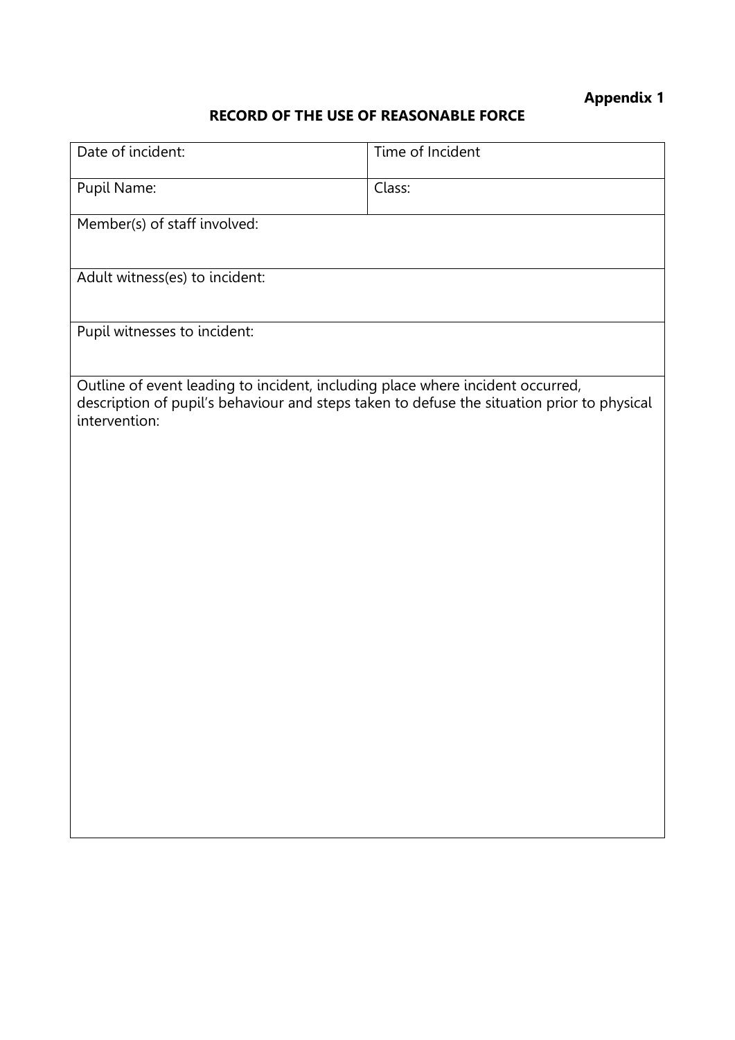**Appendix 1**

## RECORD OF THE USE OF REASONABLE FORCE

| | |
|---|---|
| Date of incident: | Time of Incident |
| Pupil Name: | Class: |
| Member(s) of staff involved: | |
| Adult witness(es) to incident: | |
| Pupil witnesses to incident: | |
| Outline of event leading to incident, including place where incident occurred, description of pupil's behaviour and steps taken to defuse the situation prior to physical intervention: | |